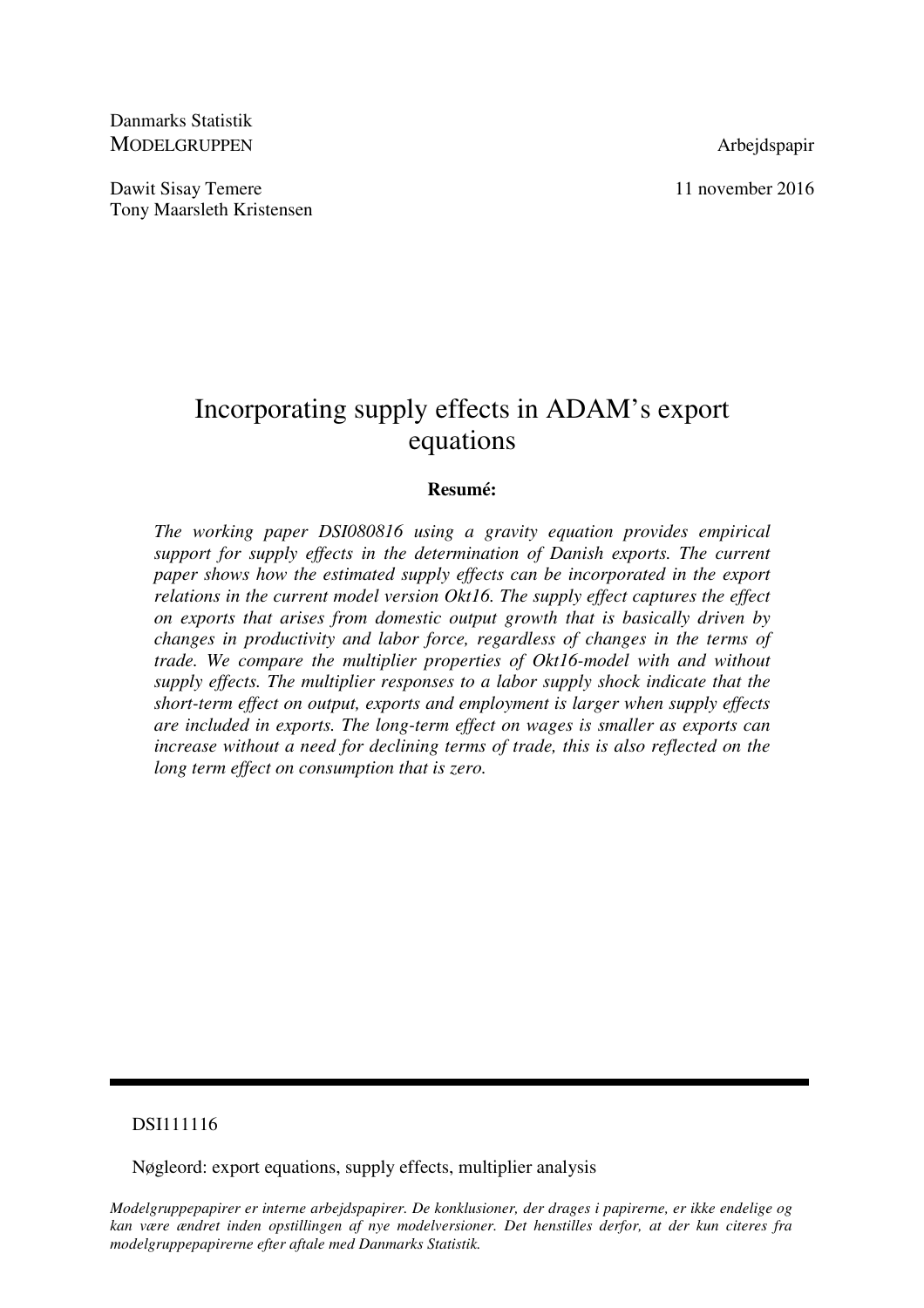Danmarks Statistik
MODELGRUPPEN

Arbejdspapir

Dawit Sisay Temere
Tony Maarsleth Kristensen

11 november 2016

# Incorporating supply effects in ADAM's export equations

**Resumé:**

*The working paper DSI080816 using a gravity equation provides empirical support for supply effects in the determination of Danish exports. The current paper shows how the estimated supply effects can be incorporated in the export relations in the current model version Okt16. The supply effect captures the effect on exports that arises from domestic output growth that is basically driven by changes in productivity and labor force, regardless of changes in the terms of trade. We compare the multiplier properties of Okt16-model with and without supply effects. The multiplier responses to a labor supply shock indicate that the short-term effect on output, exports and employment is larger when supply effects are included in exports. The long-term effect on wages is smaller as exports can increase without a need for declining terms of trade, this is also reflected on the long term effect on consumption that is zero.*

---

DSI111116

Nøgleord: export equations, supply effects, multiplier analysis

*Modelgruppepapirer er interne arbejdspapirer. De konklusioner, der drages i papirerne, er ikke endelige og kan være ændret inden opstillingen af nye modelversioner. Det henstilles derfor, at der kun citeres fra modelgruppepapirerne efter aftale med Danmarks Statistik.*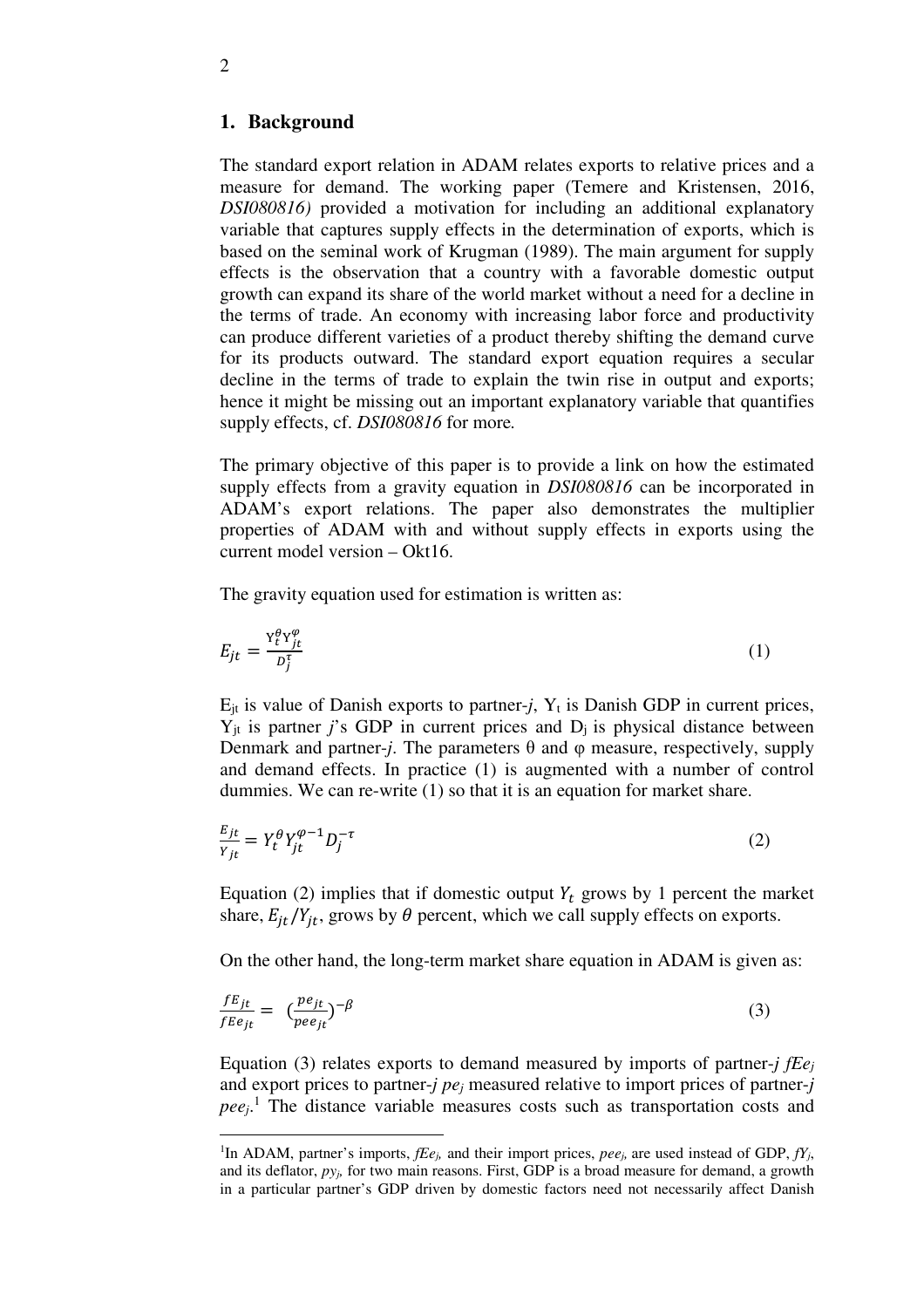## 1. Background

The standard export relation in ADAM relates exports to relative prices and a measure for demand. The working paper (Temere and Kristensen, 2016, *DSI080816)* provided a motivation for including an additional explanatory variable that captures supply effects in the determination of exports, which is based on the seminal work of Krugman (1989). The main argument for supply effects is the observation that a country with a favorable domestic output growth can expand its share of the world market without a need for a decline in the terms of trade. An economy with increasing labor force and productivity can produce different varieties of a product thereby shifting the demand curve for its products outward. The standard export equation requires a secular decline in the terms of trade to explain the twin rise in output and exports; hence it might be missing out an important explanatory variable that quantifies supply effects, cf. *DSI080816* for more.

The primary objective of this paper is to provide a link on how the estimated supply effects from a gravity equation in *DSI080816* can be incorporated in ADAM's export relations. The paper also demonstrates the multiplier properties of ADAM with and without supply effects in exports using the current model version – Okt16.

The gravity equation used for estimation is written as:

$$E_{jt} = \frac{Y_t^{\theta} Y_{jt}^{\varphi}}{D_j^{\tau}} \tag{1}$$

$E_{jt}$ is value of Danish exports to partner-*j*, $Y_t$ is Danish GDP in current prices, $Y_{jt}$ is partner *j*'s GDP in current prices and $D_j$ is physical distance between Denmark and partner-*j*. The parameters θ and φ measure, respectively, supply and demand effects. In practice (1) is augmented with a number of control dummies. We can re-write (1) so that it is an equation for market share.

$$\frac{E_{jt}}{Y_{jt}} = Y_t^{\theta} Y_{jt}^{\varphi - 1} D_j^{-\tau} \tag{2}$$

Equation (2) implies that if domestic output $Y_t$ grows by 1 percent the market share, $E_{jt}/Y_{jt}$, grows by $\theta$ percent, which we call supply effects on exports.

On the other hand, the long-term market share equation in ADAM is given as:

$$\frac{fE_{jt}}{fEe_{jt}} = \left(\frac{pe_{jt}}{pee_{jt}}\right)^{-\beta} \tag{3}$$

Equation (3) relates exports to demand measured by imports of partner-*j* $fEe_j$ and export prices to partner-*j* $pe_j$ measured relative to import prices of partner-*j* $pee_j$.[1] The distance variable measures costs such as transportation costs and

[1]In ADAM, partner's imports, $fEe_j$, and their import prices, $pee_j$, are used instead of GDP, $fY_j$, and its deflator, $py_j$, for two main reasons. First, GDP is a broad measure for demand, a growth in a particular partner's GDP driven by domestic factors need not necessarily affect Danish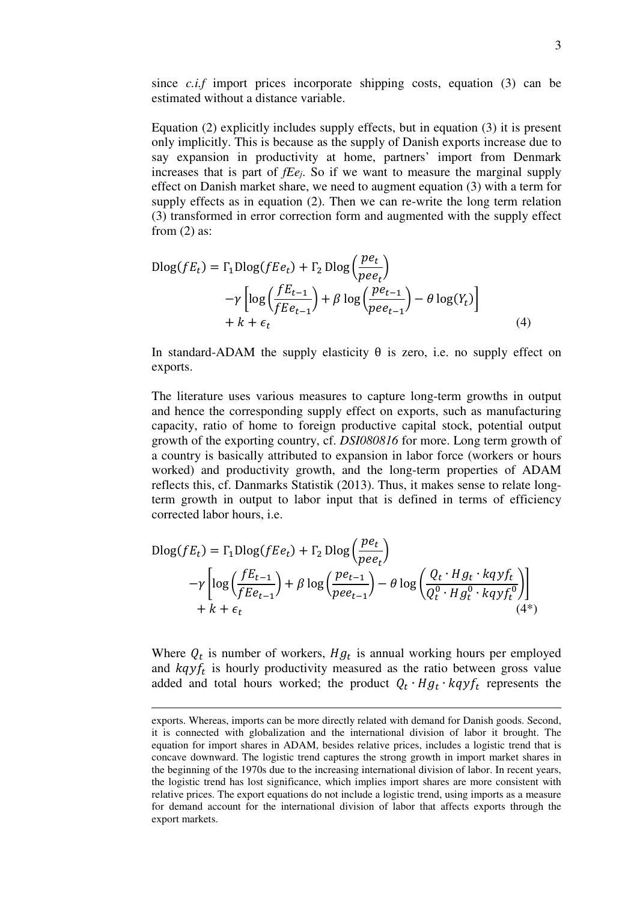since *c.i.f* import prices incorporate shipping costs, equation (3) can be estimated without a distance variable.

Equation (2) explicitly includes supply effects, but in equation (3) it is present only implicitly. This is because as the supply of Danish exports increase due to say expansion in productivity at home, partners' import from Denmark increases that is part of $fEe_j$. So if we want to measure the marginal supply effect on Danish market share, we need to augment equation (3) with a term for supply effects as in equation (2). Then we can re-write the long term relation (3) transformed in error correction form and augmented with the supply effect from (2) as:

$$\begin{aligned}
\text{Dlog}(fE_t) = \Gamma_1 \text{Dlog}(fEe_t) + \Gamma_2\, \text{Dlog}\left(\frac{pe_t}{pee_t}\right) \\
-\gamma\left[\log\left(\frac{fE_{t-1}}{fEe_{t-1}}\right) + \beta \log\left(\frac{pe_{t-1}}{pee_{t-1}}\right) - \theta \log(Y_t)\right] \\
+ k + \epsilon_t
\end{aligned} \tag{4}$$

In standard-ADAM the supply elasticity θ is zero, i.e. no supply effect on exports.

The literature uses various measures to capture long-term growths in output and hence the corresponding supply effect on exports, such as manufacturing capacity, ratio of home to foreign productive capital stock, potential output growth of the exporting country, cf. *DSI080816* for more. Long term growth of a country is basically attributed to expansion in labor force (workers or hours worked) and productivity growth, and the long-term properties of ADAM reflects this, cf. Danmarks Statistik (2013). Thus, it makes sense to relate long-term growth in output to labor input that is defined in terms of efficiency corrected labor hours, i.e.

$$\begin{aligned}
\text{Dlog}(fE_t) = \Gamma_1 \text{Dlog}(fEe_t) + \Gamma_2\, \text{Dlog}\left(\frac{pe_t}{pee_t}\right) \\
-\gamma\left[\log\left(\frac{fE_{t-1}}{fEe_{t-1}}\right) + \beta \log\left(\frac{pe_{t-1}}{pee_{t-1}}\right) - \theta \log\left(\frac{Q_t \cdot Hg_t \cdot kqyf_t}{Q_t^0 \cdot Hg_t^0 \cdot kqyf_t^0}\right)\right] \\
+ k + \epsilon_t
\end{aligned} \tag{4*}$$

Where $Q_t$ is number of workers, $Hg_t$ is annual working hours per employed and $kqyf_t$ is hourly productivity measured as the ratio between gross value added and total hours worked; the product $Q_t \cdot Hg_t \cdot kqyf_t$ represents the

---

exports. Whereas, imports can be more directly related with demand for Danish goods. Second, it is connected with globalization and the international division of labor it brought. The equation for import shares in ADAM, besides relative prices, includes a logistic trend that is concave downward. The logistic trend captures the strong growth in import market shares in the beginning of the 1970s due to the increasing international division of labor. In recent years, the logistic trend has lost significance, which implies import shares are more consistent with relative prices. The export equations do not include a logistic trend, using imports as a measure for demand account for the international division of labor that affects exports through the export markets.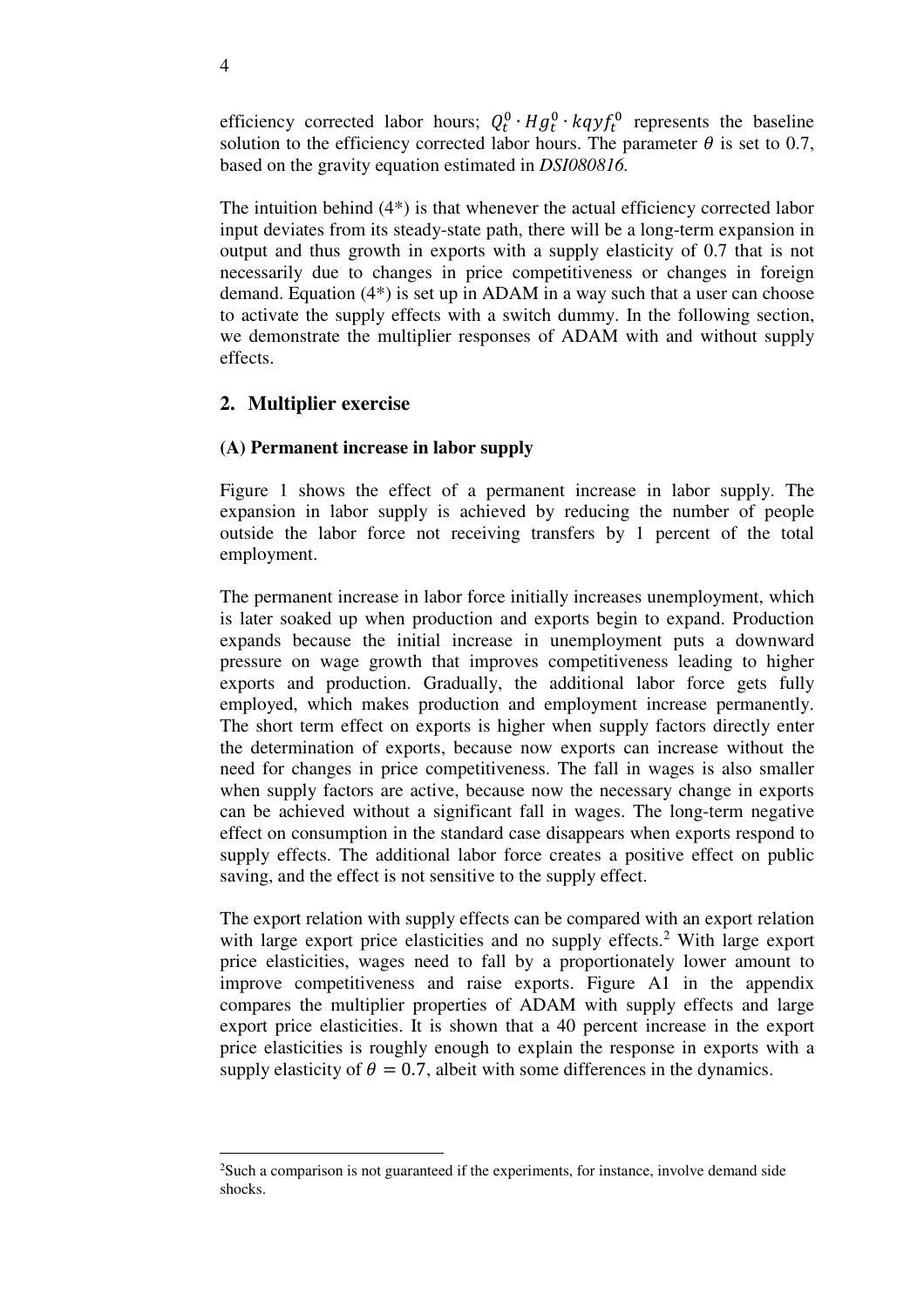efficiency corrected labor hours; $Q_t^0 \cdot Hg_t^0 \cdot kqyf_t^0$ represents the baseline solution to the efficiency corrected labor hours. The parameter $\theta$ is set to 0.7, based on the gravity equation estimated in *DSI080816.*

The intuition behind (4*) is that whenever the actual efficiency corrected labor input deviates from its steady-state path, there will be a long-term expansion in output and thus growth in exports with a supply elasticity of 0.7 that is not necessarily due to changes in price competitiveness or changes in foreign demand. Equation (4*) is set up in ADAM in a way such that a user can choose to activate the supply effects with a switch dummy. In the following section, we demonstrate the multiplier responses of ADAM with and without supply effects.

## 2. Multiplier exercise

### (A) Permanent increase in labor supply

Figure 1 shows the effect of a permanent increase in labor supply. The expansion in labor supply is achieved by reducing the number of people outside the labor force not receiving transfers by 1 percent of the total employment.

The permanent increase in labor force initially increases unemployment, which is later soaked up when production and exports begin to expand. Production expands because the initial increase in unemployment puts a downward pressure on wage growth that improves competitiveness leading to higher exports and production. Gradually, the additional labor force gets fully employed, which makes production and employment increase permanently. The short term effect on exports is higher when supply factors directly enter the determination of exports, because now exports can increase without the need for changes in price competitiveness. The fall in wages is also smaller when supply factors are active, because now the necessary change in exports can be achieved without a significant fall in wages. The long-term negative effect on consumption in the standard case disappears when exports respond to supply effects. The additional labor force creates a positive effect on public saving, and the effect is not sensitive to the supply effect.

The export relation with supply effects can be compared with an export relation with large export price elasticities and no supply effects.[2] With large export price elasticities, wages need to fall by a proportionately lower amount to improve competitiveness and raise exports. Figure A1 in the appendix compares the multiplier properties of ADAM with supply effects and large export price elasticities. It is shown that a 40 percent increase in the export price elasticities is roughly enough to explain the response in exports with a supply elasticity of $\theta = 0.7$, albeit with some differences in the dynamics.

[2]Such a comparison is not guaranteed if the experiments, for instance, involve demand side shocks.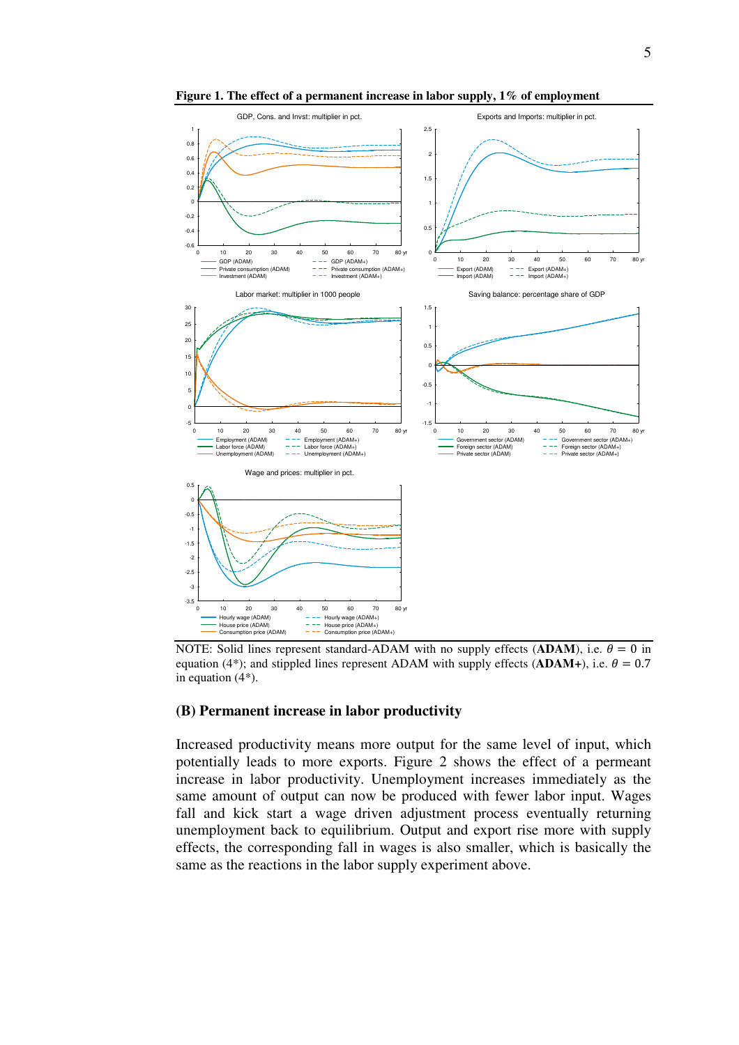**Figure 1. The effect of a permanent increase in labor supply, 1% of employment**

NOTE: Solid lines represent standard-ADAM with no supply effects (**ADAM**), i.e. $\theta = 0$ in equation (4*); and stippled lines represent ADAM with supply effects (**ADAM+**), i.e. $\theta = 0.7$ in equation (4*).

### (B) Permanent increase in labor productivity

Increased productivity means more output for the same level of input, which potentially leads to more exports. Figure 2 shows the effect of a permeant increase in labor productivity. Unemployment increases immediately as the same amount of output can now be produced with fewer labor input. Wages fall and kick start a wage driven adjustment process eventually returning unemployment back to equilibrium. Output and export rise more with supply effects, the corresponding fall in wages is also smaller, which is basically the same as the reactions in the labor supply experiment above.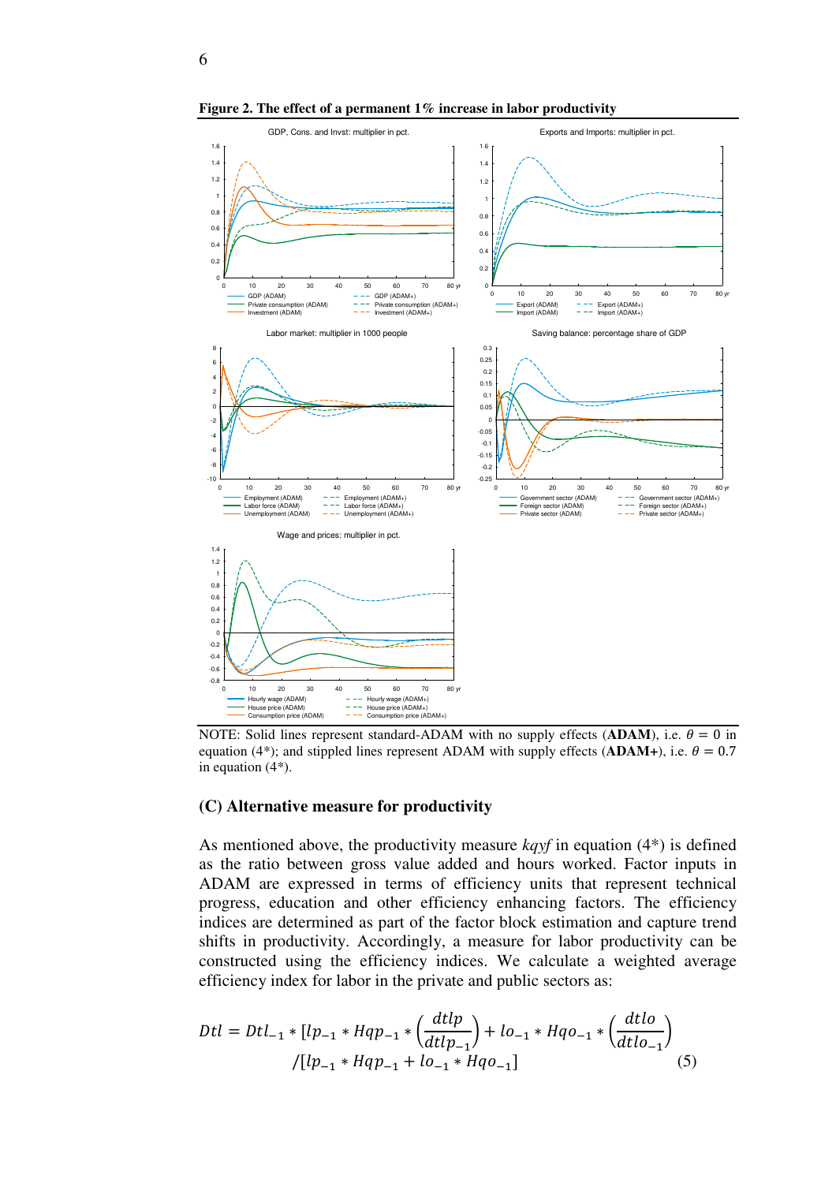**Figure 2. The effect of a permanent 1% increase in labor productivity**

NOTE: Solid lines represent standard-ADAM with no supply effects (**ADAM**), i.e. $\theta = 0$ in equation (4*); and stippled lines represent ADAM with supply effects (**ADAM+**), i.e. $\theta = 0.7$ in equation (4*).

### (C) Alternative measure for productivity

As mentioned above, the productivity measure *kqyf* in equation (4*) is defined as the ratio between gross value added and hours worked. Factor inputs in ADAM are expressed in terms of efficiency units that represent technical progress, education and other efficiency enhancing factors. The efficiency indices are determined as part of the factor block estimation and capture trend shifts in productivity. Accordingly, a measure for labor productivity can be constructed using the efficiency indices. We calculate a weighted average efficiency index for labor in the private and public sectors as:

$$Dtl = Dtl_{-1} * [lp_{-1} * Hqp_{-1} * \left(\frac{dtlp}{dtlp_{-1}}\right) + lo_{-1} * Hqo_{-1} * \left(\frac{dtlo}{dtlo_{-1}}\right) / [lp_{-1} * Hqp_{-1} + lo_{-1} * Hqo_{-1}] \quad (5)$$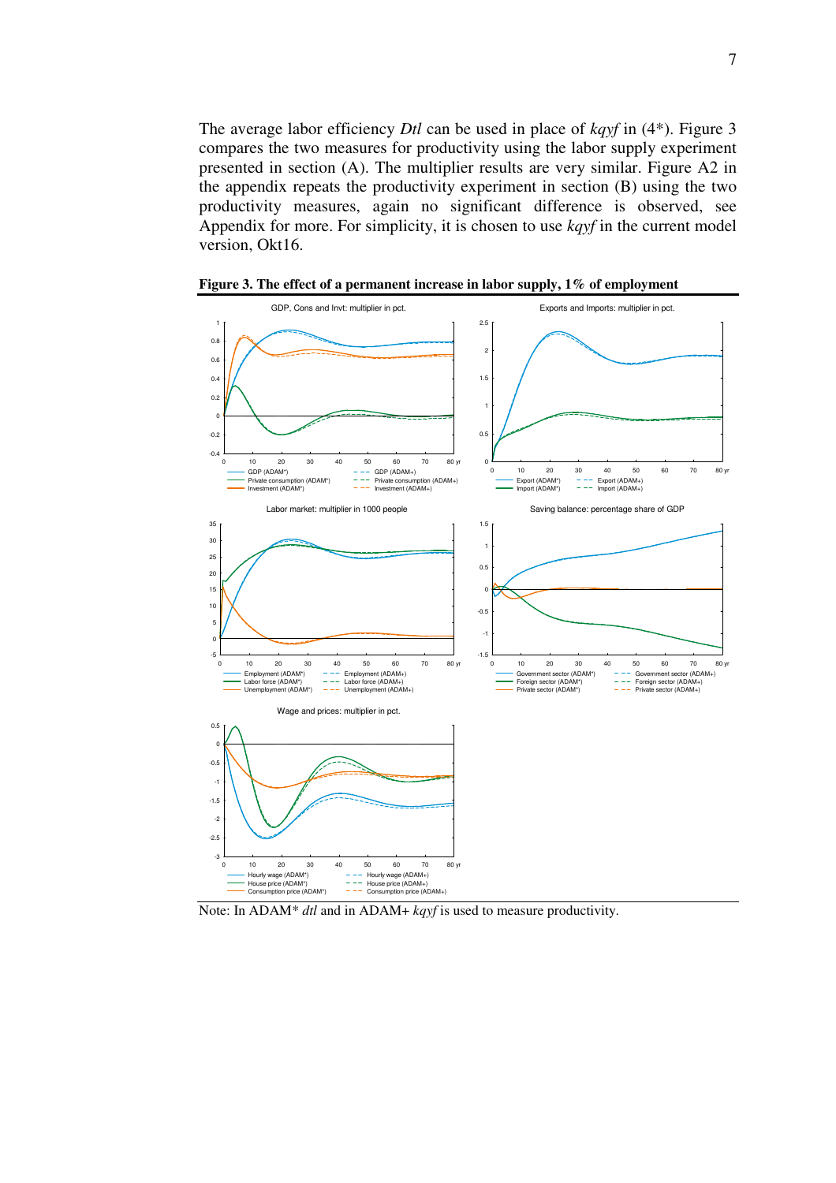The average labor efficiency *Dtl* can be used in place of *kqyf* in (4*). Figure 3 compares the two measures for productivity using the labor supply experiment presented in section (A). The multiplier results are very similar. Figure A2 in the appendix repeats the productivity experiment in section (B) using the two productivity measures, again no significant difference is observed, see Appendix for more. For simplicity, it is chosen to use *kqyf* in the current model version, Okt16.

**Figure 3. The effect of a permanent increase in labor supply, 1% of employment**

GDP, Cons and Invt: multiplier in pct.

Exports and Imports: multiplier in pct.

Labor market: multiplier in 1000 people

Saving balance: percentage share of GDP

Wage and prices: multiplier in pct.

Note: In ADAM* *dtl* and in ADAM+ *kqyf* is used to measure productivity.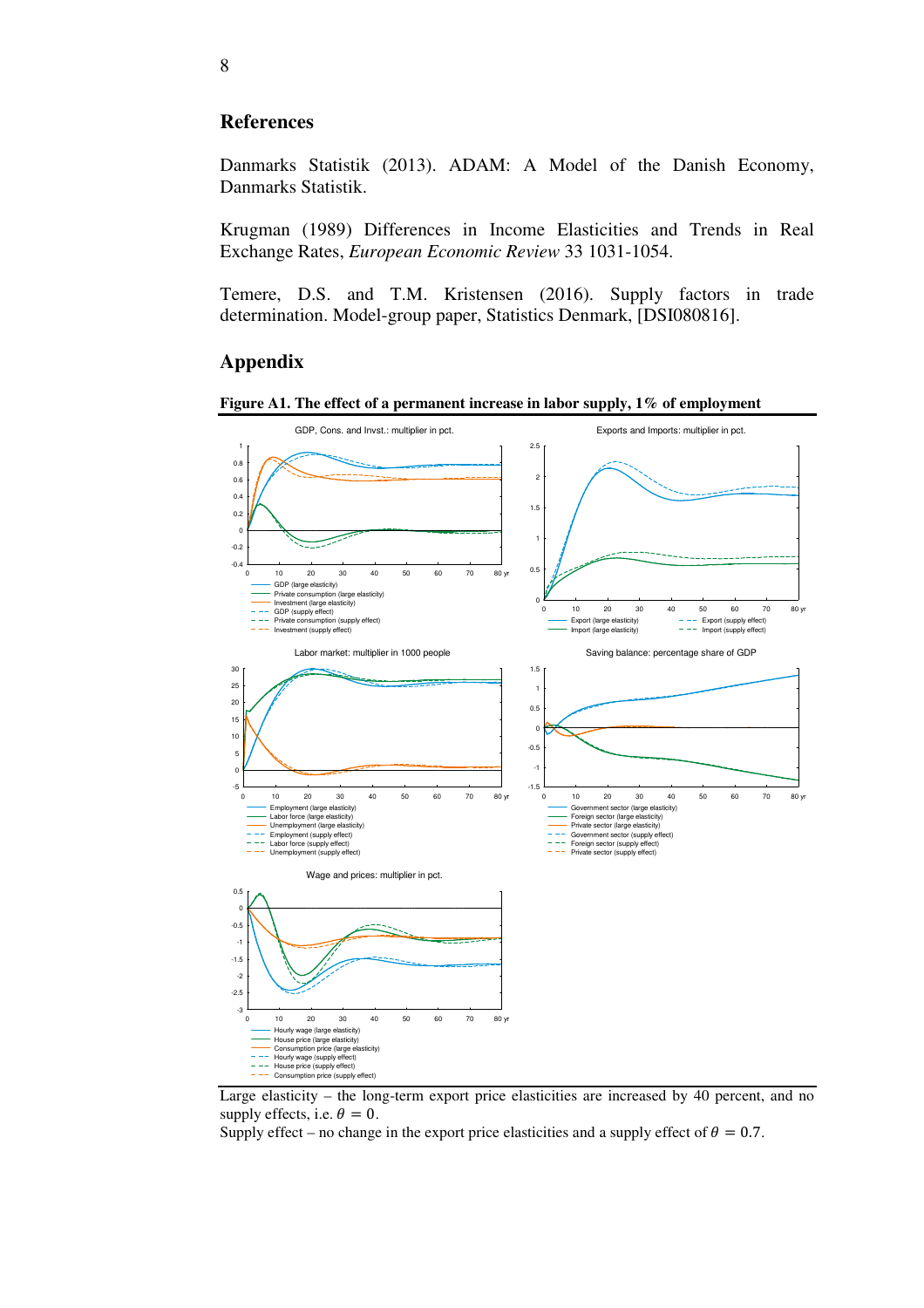## References

Danmarks Statistik (2013). ADAM: A Model of the Danish Economy, Danmarks Statistik.

Krugman (1989) Differences in Income Elasticities and Trends in Real Exchange Rates, *European Economic Review* 33 1031-1054.

Temere, D.S. and T.M. Kristensen (2016). Supply factors in trade determination. Model-group paper, Statistics Denmark, [DSI080816].

## Appendix

**Figure A1. The effect of a permanent increase in labor supply, 1% of employment**

Large elasticity – the long-term export price elasticities are increased by 40 percent, and no supply effects, i.e. $\theta = 0$.
Supply effect – no change in the export price elasticities and a supply effect of $\theta = 0.7$.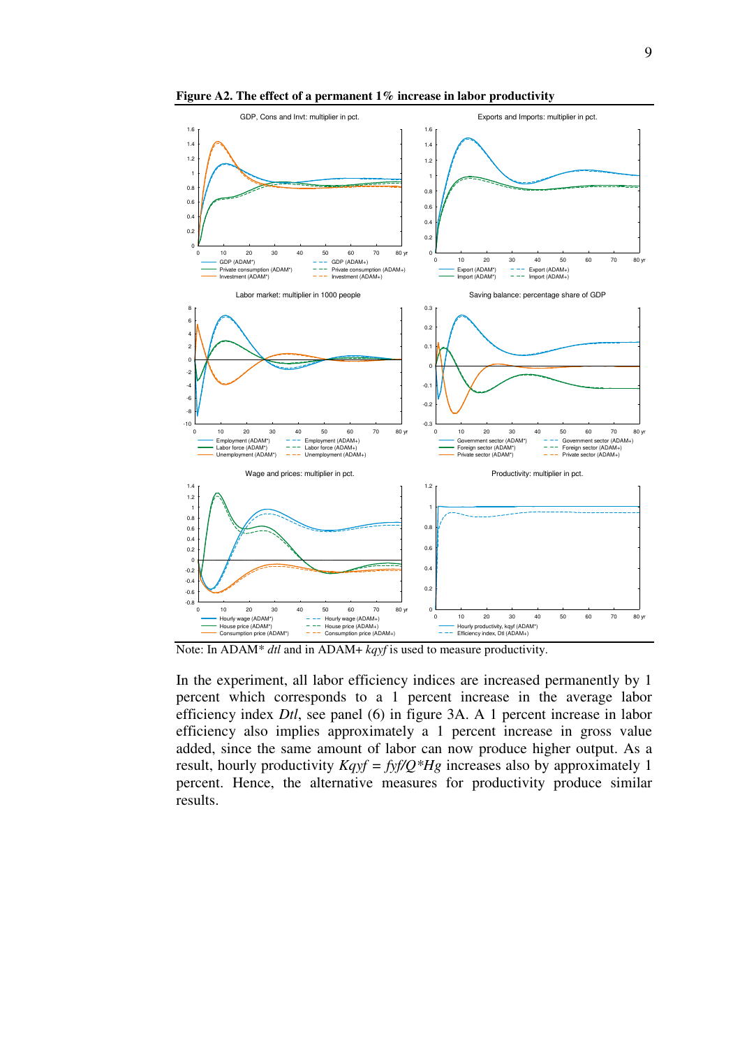**Figure A2. The effect of a permanent 1% increase in labor productivity**

GDP, Cons and Invt: multiplier in pct.

1.6
1.4
1.2
1
0.8
0.6
0.4
0.2
0

0 10 20 30 40 50 60 70 80 yr

GDP (ADAM*) — GDP (ADAM+)
Private consumption (ADAM*) — Private consumption (ADAM+)
Investment (ADAM*) — Investment (ADAM+)

Exports and Imports: multiplier in pct.

1.6
1.4
1.2
1
0.8
0.6
0.4
0.2
0

0 10 20 30 40 50 60 70 80 yr

Export (ADAM*) — Export (ADAM+)
Import (ADAM*) — Import (ADAM+)

Labor market: multiplier in 1000 people

8
6
4
2
0
-2
-4
-6
-8
-10

0 10 20 30 40 50 60 70 80 yr

Employment (ADAM*) — Employment (ADAM+)
Labor force (ADAM*) — Labor force (ADAM+)
Unemployment (ADAM*) — Unemployment (ADAM+)

Saving balance: percentage share of GDP

0.3
0.2
0.1
0
-0.1
-0.2
-0.3

0 10 20 30 40 50 60 70 80 yr

Government sector (ADAM*) — Government sector (ADAM+)
Foreign sector (ADAM*) — Foreign sector (ADAM+)
Private sector (ADAM*) — Private sector (ADAM+)

Wage and prices: multiplier in pct.

1.4
1.2
1
0.8
0.6
0.4
0.2
0
-0.2
-0.4
-0.6
-0.8

0 10 20 30 40 50 60 70 80 yr

Hourly wage (ADAM*) — Hourly wage (ADAM+)
House price (ADAM*) — House price (ADAM+)
Consumption price (ADAM*) — Consumption price (ADAM+)

Productivity: multiplier in pct.

1.2
1
0.8
0.6
0.4
0.2
0

0 10 20 30 40 50 60 70 80 yr

Hourly productivity, kqyf (ADAM*)
Efficiency index, Dtl (ADAM+)

Note: In ADAM* *dtl* and in ADAM+ *kqyf* is used to measure productivity.

In the experiment, all labor efficiency indices are increased permanently by 1 percent which corresponds to a 1 percent increase in the average labor efficiency index *Dtl*, see panel (6) in figure 3A. A 1 percent increase in labor efficiency also implies approximately a 1 percent increase in gross value added, since the same amount of labor can now produce higher output. As a result, hourly productivity $Kqyf = fyf/Q{*}Hg$ increases also by approximately 1 percent. Hence, the alternative measures for productivity produce similar results.